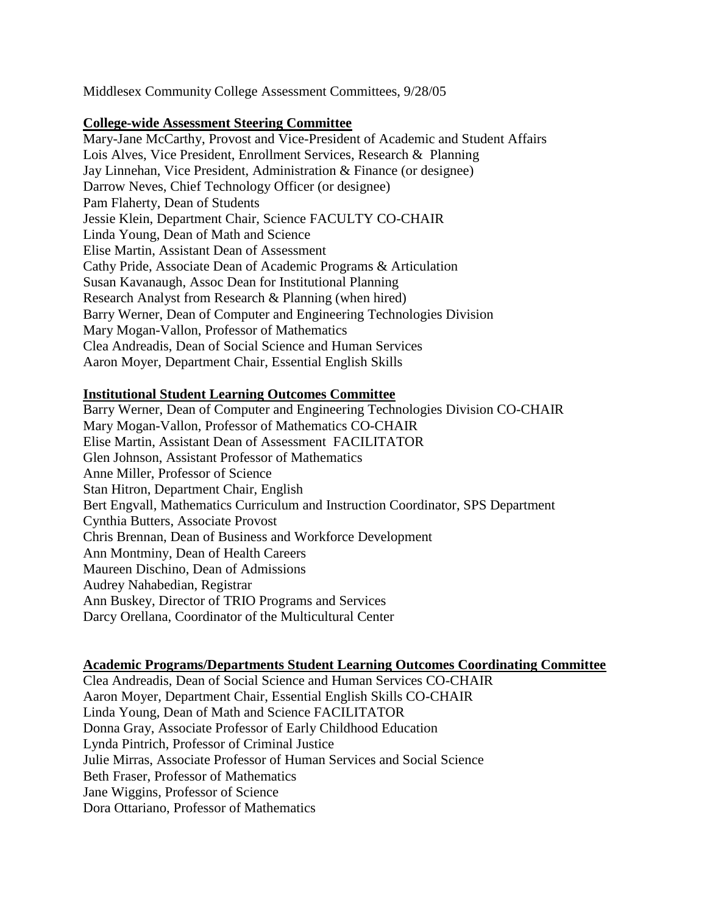Middlesex Community College Assessment Committees, 9/28/05

**College-wide Assessment Steering Committee**

Mary-Jane McCarthy, Provost and Vice-President of Academic and Student Affairs
Lois Alves, Vice President, Enrollment Services, Research & Planning
Jay Linnehan, Vice President, Administration & Finance (or designee)
Darrow Neves, Chief Technology Officer (or designee)
Pam Flaherty, Dean of Students
Jessie Klein, Department Chair, Science FACULTY CO-CHAIR
Linda Young, Dean of Math and Science
Elise Martin, Assistant Dean of Assessment
Cathy Pride, Associate Dean of Academic Programs & Articulation
Susan Kavanaugh, Assoc Dean for Institutional Planning
Research Analyst from Research & Planning (when hired)
Barry Werner, Dean of Computer and Engineering Technologies Division
Mary Mogan-Vallon, Professor of Mathematics
Clea Andreadis, Dean of Social Science and Human Services
Aaron Moyer, Department Chair, Essential English Skills

**Institutional Student Learning Outcomes Committee**

Barry Werner, Dean of Computer and Engineering Technologies Division CO-CHAIR
Mary Mogan-Vallon, Professor of Mathematics CO-CHAIR
Elise Martin, Assistant Dean of Assessment FACILITATOR
Glen Johnson, Assistant Professor of Mathematics
Anne Miller, Professor of Science
Stan Hitron, Department Chair, English
Bert Engvall, Mathematics Curriculum and Instruction Coordinator, SPS Department
Cynthia Butters, Associate Provost
Chris Brennan, Dean of Business and Workforce Development
Ann Montminy, Dean of Health Careers
Maureen Dischino, Dean of Admissions
Audrey Nahabedian, Registrar
Ann Buskey, Director of TRIO Programs and Services
Darcy Orellana, Coordinator of the Multicultural Center

**Academic Programs/Departments Student Learning Outcomes Coordinating Committee**

Clea Andreadis, Dean of Social Science and Human Services CO-CHAIR
Aaron Moyer, Department Chair, Essential English Skills CO-CHAIR
Linda Young, Dean of Math and Science FACILITATOR
Donna Gray, Associate Professor of Early Childhood Education
Lynda Pintrich, Professor of Criminal Justice
Julie Mirras, Associate Professor of Human Services and Social Science
Beth Fraser, Professor of Mathematics
Jane Wiggins, Professor of Science
Dora Ottariano, Professor of Mathematics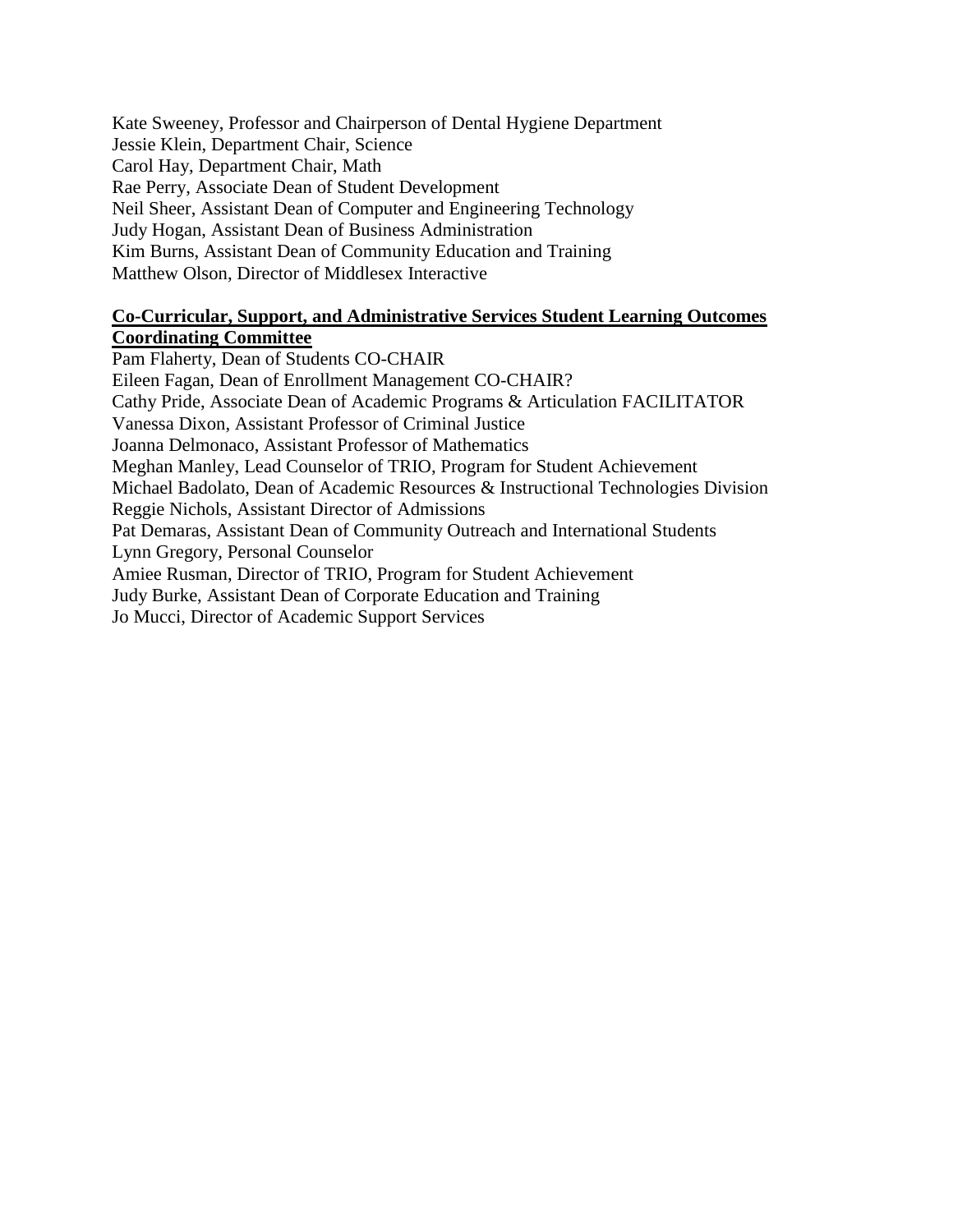Kate Sweeney, Professor and Chairperson of Dental Hygiene Department
Jessie Klein, Department Chair, Science
Carol Hay, Department Chair, Math
Rae Perry, Associate Dean of Student Development
Neil Sheer, Assistant Dean of Computer and Engineering Technology
Judy Hogan, Assistant Dean of Business Administration
Kim Burns, Assistant Dean of Community Education and Training
Matthew Olson, Director of Middlesex Interactive

**Co-Curricular, Support, and Administrative Services Student Learning Outcomes Coordinating Committee**

Pam Flaherty, Dean of Students CO-CHAIR
Eileen Fagan, Dean of Enrollment Management CO-CHAIR?
Cathy Pride, Associate Dean of Academic Programs & Articulation FACILITATOR
Vanessa Dixon, Assistant Professor of Criminal Justice
Joanna Delmonaco, Assistant Professor of Mathematics
Meghan Manley, Lead Counselor of TRIO, Program for Student Achievement
Michael Badolato, Dean of Academic Resources & Instructional Technologies Division
Reggie Nichols, Assistant Director of Admissions
Pat Demaras, Assistant Dean of Community Outreach and International Students
Lynn Gregory, Personal Counselor
Amiee Rusman, Director of TRIO, Program for Student Achievement
Judy Burke, Assistant Dean of Corporate Education and Training
Jo Mucci, Director of Academic Support Services